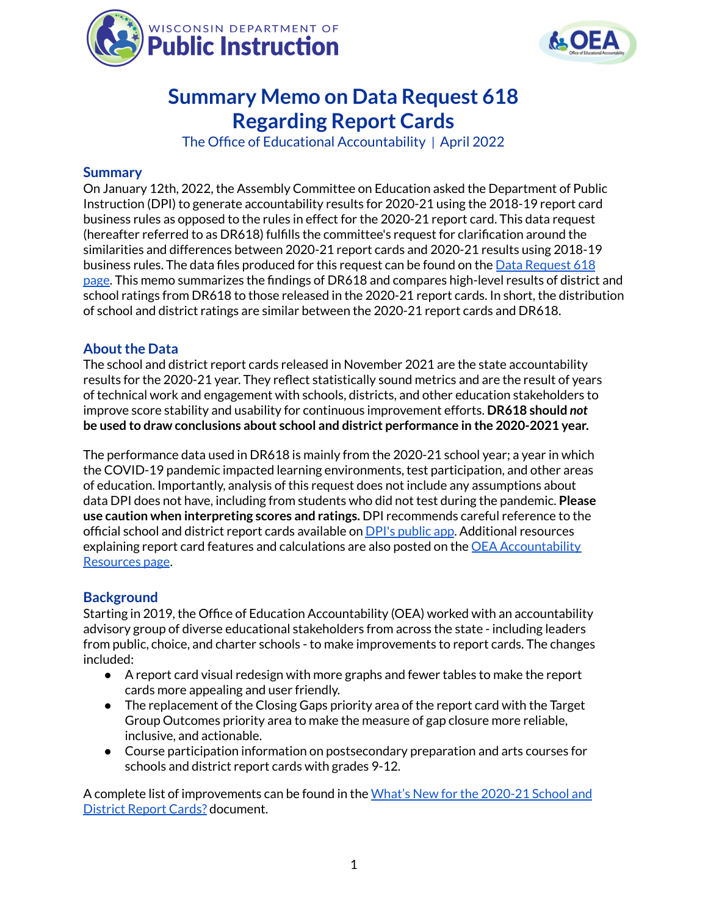# Summary Memo on Data Request 618 Regarding Report Cards

The Office of Educational Accountability | April 2022

## Summary

On January 12th, 2022, the Assembly Committee on Education asked the Department of Public Instruction (DPI) to generate accountability results for 2020-21 using the 2018-19 report card business rules as opposed to the rules in effect for the 2020-21 report card. This data request (hereafter referred to as DR618) fulfills the committee's request for clarification around the similarities and differences between 2020-21 report cards and 2020-21 results using 2018-19 business rules. The data files produced for this request can be found on the Data Request 618 page. This memo summarizes the findings of DR618 and compares high-level results of district and school ratings from DR618 to those released in the 2020-21 report cards. In short, the distribution of school and district ratings are similar between the 2020-21 report cards and DR618.

## About the Data

The school and district report cards released in November 2021 are the state accountability results for the 2020-21 year. They reflect statistically sound metrics and are the result of years of technical work and engagement with schools, districts, and other education stakeholders to improve score stability and usability for continuous improvement efforts. **DR618 should *not* be used to draw conclusions about school and district performance in the 2020-2021 year.**

The performance data used in DR618 is mainly from the 2020-21 school year; a year in which the COVID-19 pandemic impacted learning environments, test participation, and other areas of education. Importantly, analysis of this request does not include any assumptions about data DPI does not have, including from students who did not test during the pandemic. **Please use caution when interpreting scores and ratings.** DPI recommends careful reference to the official school and district report cards available on DPI's public app. Additional resources explaining report card features and calculations are also posted on the OEA Accountability Resources page.

## Background

Starting in 2019, the Office of Education Accountability (OEA) worked with an accountability advisory group of diverse educational stakeholders from across the state - including leaders from public, choice, and charter schools - to make improvements to report cards. The changes included:

- A report card visual redesign with more graphs and fewer tables to make the report cards more appealing and user friendly.
- The replacement of the Closing Gaps priority area of the report card with the Target Group Outcomes priority area to make the measure of gap closure more reliable, inclusive, and actionable.
- Course participation information on postsecondary preparation and arts courses for schools and district report cards with grades 9-12.

A complete list of improvements can be found in the What's New for the 2020-21 School and District Report Cards? document.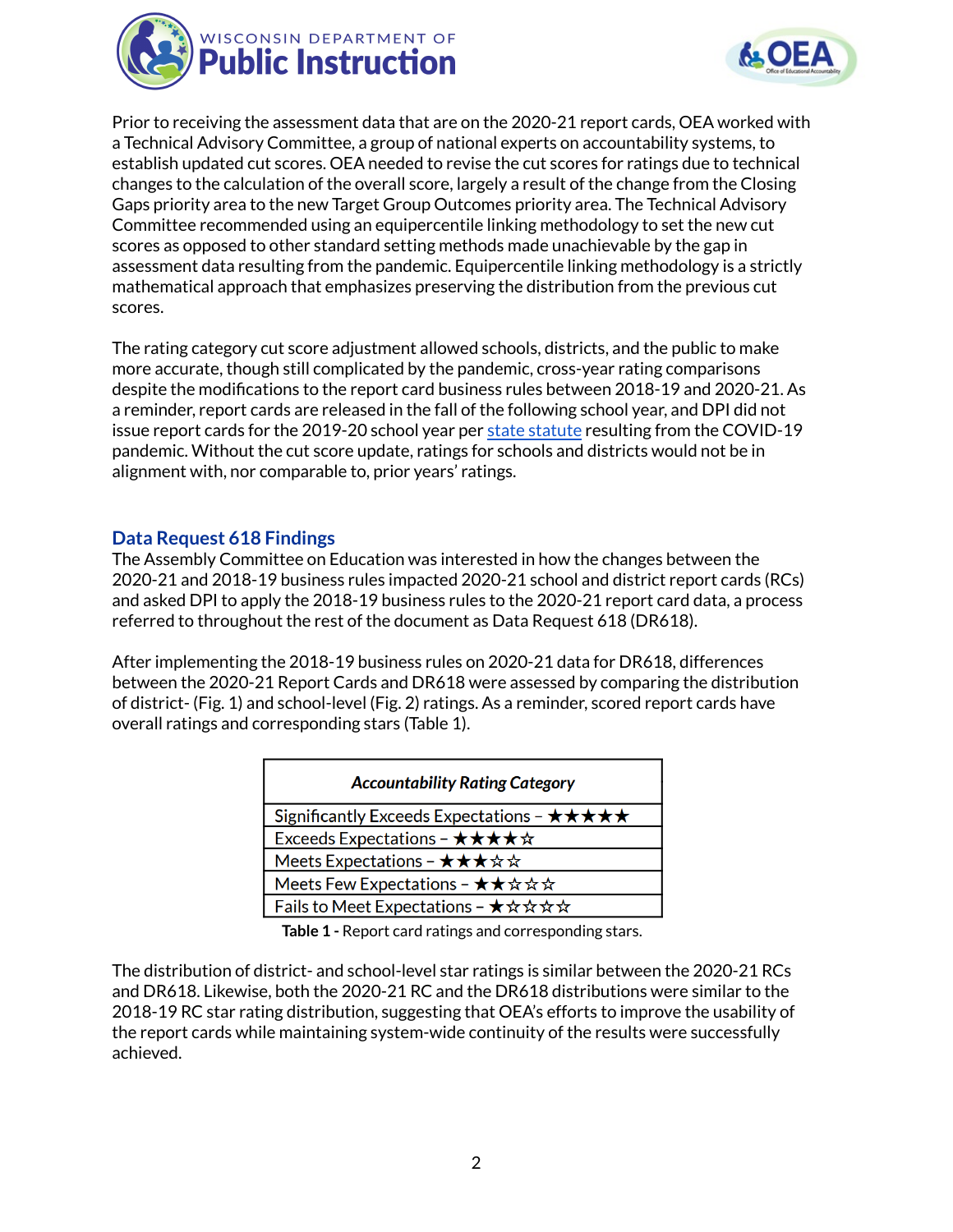Prior to receiving the assessment data that are on the 2020-21 report cards, OEA worked with a Technical Advisory Committee, a group of national experts on accountability systems, to establish updated cut scores. OEA needed to revise the cut scores for ratings due to technical changes to the calculation of the overall score, largely a result of the change from the Closing Gaps priority area to the new Target Group Outcomes priority area. The Technical Advisory Committee recommended using an equipercentile linking methodology to set the new cut scores as opposed to other standard setting methods made unachievable by the gap in assessment data resulting from the pandemic. Equipercentile linking methodology is a strictly mathematical approach that emphasizes preserving the distribution from the previous cut scores.

The rating category cut score adjustment allowed schools, districts, and the public to make more accurate, though still complicated by the pandemic, cross-year rating comparisons despite the modifications to the report card business rules between 2018-19 and 2020-21. As a reminder, report cards are released in the fall of the following school year, and DPI did not issue report cards for the 2019-20 school year per state statute resulting from the COVID-19 pandemic. Without the cut score update, ratings for schools and districts would not be in alignment with, nor comparable to, prior years' ratings.

## Data Request 618 Findings

The Assembly Committee on Education was interested in how the changes between the 2020-21 and 2018-19 business rules impacted 2020-21 school and district report cards (RCs) and asked DPI to apply the 2018-19 business rules to the 2020-21 report card data, a process referred to throughout the rest of the document as Data Request 618 (DR618).

After implementing the 2018-19 business rules on 2020-21 data for DR618, differences between the 2020-21 Report Cards and DR618 were assessed by comparing the distribution of district- (Fig. 1) and school-level (Fig. 2) ratings. As a reminder, scored report cards have overall ratings and corresponding stars (Table 1).

| *Accountability Rating Category* |
|---|
| Significantly Exceeds Expectations – ★★★★★ |
| Exceeds Expectations – ★★★★☆ |
| Meets Expectations – ★★★☆☆ |
| Meets Few Expectations – ★★☆☆☆ |
| Fails to Meet Expectations – ★☆☆☆☆ |

**Table 1 -** Report card ratings and corresponding stars.

The distribution of district- and school-level star ratings is similar between the 2020-21 RCs and DR618. Likewise, both the 2020-21 RC and the DR618 distributions were similar to the 2018-19 RC star rating distribution, suggesting that OEA's efforts to improve the usability of the report cards while maintaining system-wide continuity of the results were successfully achieved.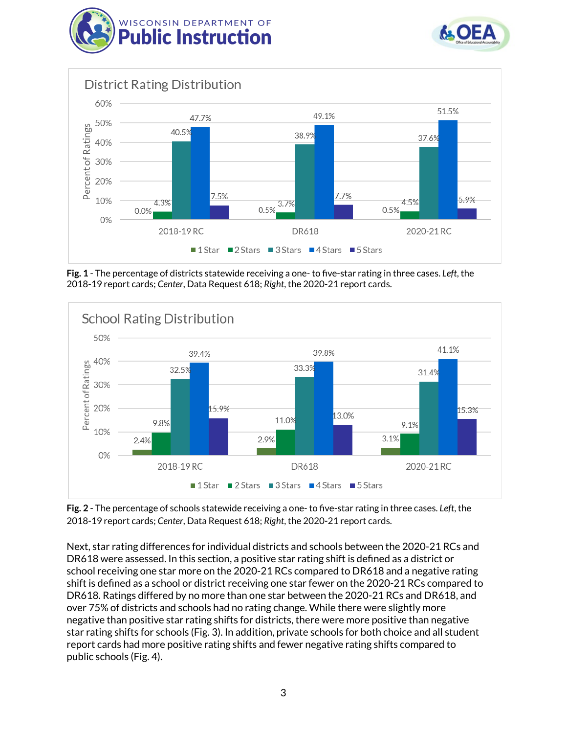**District Rating Distribution**

| | 1 Star | 2 Stars | 3 Stars | 4 Stars | 5 Stars |
|---|---|---|---|---|---|
| 2018-19 RC | 0.0% | 4.3% | 40.5% | 47.7% | 7.5% |
| DR618 | 0.5% | 3.7% | 38.9% | 49.1% | 7.7% |
| 2020-21 RC | 0.5% | 4.5% | 37.6% | 51.5% | 5.9% |

**Fig. 1** - The percentage of districts statewide receiving a one- to five-star rating in three cases. *Left*, the 2018-19 report cards; *Center*, Data Request 618; *Right*, the 2020-21 report cards.

**School Rating Distribution**

| | 1 Star | 2 Stars | 3 Stars | 4 Stars | 5 Stars |
|---|---|---|---|---|---|
| 2018-19 RC | 2.4% | 9.8% | 32.5% | 39.4% | 15.9% |
| DR618 | 2.9% | 11.0% | 33.3% | 39.8% | 13.0% |
| 2020-21 RC | 3.1% | 9.1% | 31.4% | 41.1% | 15.3% |

**Fig. 2** - The percentage of schools statewide receiving a one- to five-star rating in three cases. *Left*, the 2018-19 report cards; *Center*, Data Request 618; *Right*, the 2020-21 report cards.

Next, star rating differences for individual districts and schools between the 2020-21 RCs and DR618 were assessed. In this section, a positive star rating shift is defined as a district or school receiving one star more on the 2020-21 RCs compared to DR618 and a negative rating shift is defined as a school or district receiving one star fewer on the 2020-21 RCs compared to DR618. Ratings differed by no more than one star between the 2020-21 RCs and DR618, and over 75% of districts and schools had no rating change. While there were slightly more negative than positive star rating shifts for districts, there were more positive than negative star rating shifts for schools (Fig. 3). In addition, private schools for both choice and all student report cards had more positive rating shifts and fewer negative rating shifts compared to public schools (Fig. 4).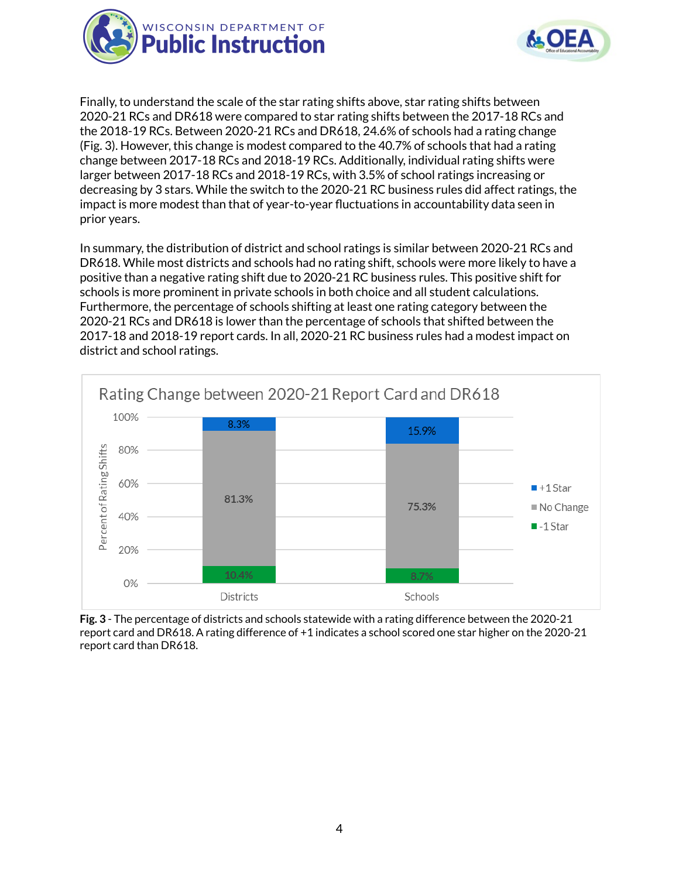Finally, to understand the scale of the star rating shifts above, star rating shifts between 2020-21 RCs and DR618 were compared to star rating shifts between the 2017-18 RCs and the 2018-19 RCs. Between 2020-21 RCs and DR618, 24.6% of schools had a rating change (Fig. 3). However, this change is modest compared to the 40.7% of schools that had a rating change between 2017-18 RCs and 2018-19 RCs. Additionally, individual rating shifts were larger between 2017-18 RCs and 2018-19 RCs, with 3.5% of school ratings increasing or decreasing by 3 stars. While the switch to the 2020-21 RC business rules did affect ratings, the impact is more modest than that of year-to-year fluctuations in accountability data seen in prior years.

In summary, the distribution of district and school ratings is similar between 2020-21 RCs and DR618. While most districts and schools had no rating shift, schools were more likely to have a positive than a negative rating shift due to 2020-21 RC business rules. This positive shift for schools is more prominent in private schools in both choice and all student calculations. Furthermore, the percentage of schools shifting at least one rating category between the 2020-21 RCs and DR618 is lower than the percentage of schools that shifted between the 2017-18 and 2018-19 report cards. In all, 2020-21 RC business rules had a modest impact on district and school ratings.

**Rating Change between 2020-21 Report Card and DR618**

| | Districts | Schools |
|---|---|---|
| +1 Star | 8.3% | 15.9% |
| No Change | 81.3% | 75.3% |
| -1 Star | 10.4% | 8.7% |

**Fig. 3** - The percentage of districts and schools statewide with a rating difference between the 2020-21 report card and DR618. A rating difference of +1 indicates a school scored one star higher on the 2020-21 report card than DR618.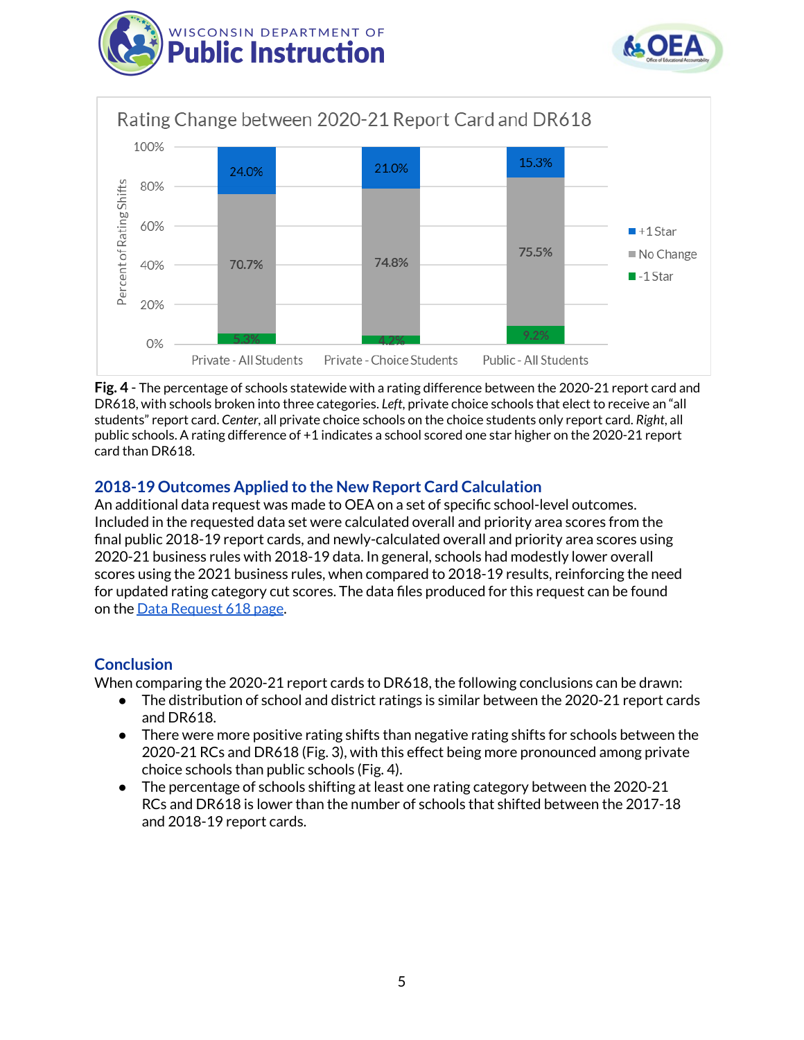Rating Change between 2020-21 Report Card and DR618

| | Private - All Students | Private - Choice Students | Public - All Students |
|---|---|---|---|
| +1 Star | 24.0% | 21.0% | 15.3% |
| No Change | 70.7% | 74.8% | 75.5% |
| -1 Star | 5.3% | 4.2% | 9.2% |

**Fig. 4** - The percentage of schools statewide with a rating difference between the 2020-21 report card and DR618, with schools broken into three categories. *Left*, private choice schools that elect to receive an "all students" report card. *Center*, all private choice schools on the choice students only report card. *Right*, all public schools. A rating difference of +1 indicates a school scored one star higher on the 2020-21 report card than DR618.

## 2018-19 Outcomes Applied to the New Report Card Calculation

An additional data request was made to OEA on a set of specific school-level outcomes. Included in the requested data set were calculated overall and priority area scores from the final public 2018-19 report cards, and newly-calculated overall and priority area scores using 2020-21 business rules with 2018-19 data. In general, schools had modestly lower overall scores using the 2021 business rules, when compared to 2018-19 results, reinforcing the need for updated rating category cut scores. The data files produced for this request can be found on the Data Request 618 page.

## Conclusion

When comparing the 2020-21 report cards to DR618, the following conclusions can be drawn:

- The distribution of school and district ratings is similar between the 2020-21 report cards and DR618.
- There were more positive rating shifts than negative rating shifts for schools between the 2020-21 RCs and DR618 (Fig. 3), with this effect being more pronounced among private choice schools than public schools (Fig. 4).
- The percentage of schools shifting at least one rating category between the 2020-21 RCs and DR618 is lower than the number of schools that shifted between the 2017-18 and 2018-19 report cards.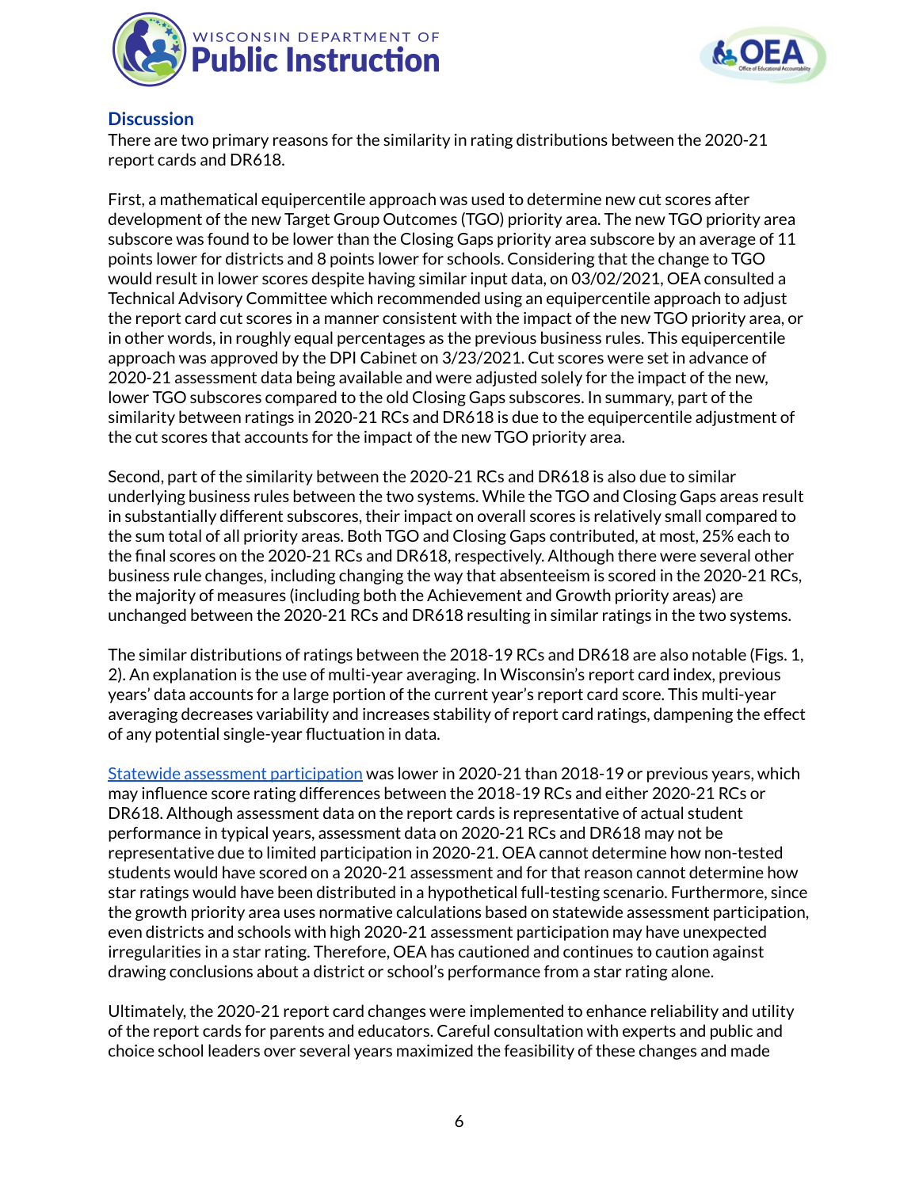## Discussion

There are two primary reasons for the similarity in rating distributions between the 2020-21 report cards and DR618.

First, a mathematical equipercentile approach was used to determine new cut scores after development of the new Target Group Outcomes (TGO) priority area. The new TGO priority area subscore was found to be lower than the Closing Gaps priority area subscore by an average of 11 points lower for districts and 8 points lower for schools. Considering that the change to TGO would result in lower scores despite having similar input data, on 03/02/2021, OEA consulted a Technical Advisory Committee which recommended using an equipercentile approach to adjust the report card cut scores in a manner consistent with the impact of the new TGO priority area, or in other words, in roughly equal percentages as the previous business rules. This equipercentile approach was approved by the DPI Cabinet on 3/23/2021. Cut scores were set in advance of 2020-21 assessment data being available and were adjusted solely for the impact of the new, lower TGO subscores compared to the old Closing Gaps subscores. In summary, part of the similarity between ratings in 2020-21 RCs and DR618 is due to the equipercentile adjustment of the cut scores that accounts for the impact of the new TGO priority area.

Second, part of the similarity between the 2020-21 RCs and DR618 is also due to similar underlying business rules between the two systems. While the TGO and Closing Gaps areas result in substantially different subscores, their impact on overall scores is relatively small compared to the sum total of all priority areas. Both TGO and Closing Gaps contributed, at most, 25% each to the final scores on the 2020-21 RCs and DR618, respectively. Although there were several other business rule changes, including changing the way that absenteeism is scored in the 2020-21 RCs, the majority of measures (including both the Achievement and Growth priority areas) are unchanged between the 2020-21 RCs and DR618 resulting in similar ratings in the two systems.

The similar distributions of ratings between the 2018-19 RCs and DR618 are also notable (Figs. 1, 2). An explanation is the use of multi-year averaging. In Wisconsin's report card index, previous years' data accounts for a large portion of the current year's report card score. This multi-year averaging decreases variability and increases stability of report card ratings, dampening the effect of any potential single-year fluctuation in data.

Statewide assessment participation was lower in 2020-21 than 2018-19 or previous years, which may influence score rating differences between the 2018-19 RCs and either 2020-21 RCs or DR618. Although assessment data on the report cards is representative of actual student performance in typical years, assessment data on 2020-21 RCs and DR618 may not be representative due to limited participation in 2020-21. OEA cannot determine how non-tested students would have scored on a 2020-21 assessment and for that reason cannot determine how star ratings would have been distributed in a hypothetical full-testing scenario. Furthermore, since the growth priority area uses normative calculations based on statewide assessment participation, even districts and schools with high 2020-21 assessment participation may have unexpected irregularities in a star rating. Therefore, OEA has cautioned and continues to caution against drawing conclusions about a district or school's performance from a star rating alone.

Ultimately, the 2020-21 report card changes were implemented to enhance reliability and utility of the report cards for parents and educators. Careful consultation with experts and public and choice school leaders over several years maximized the feasibility of these changes and made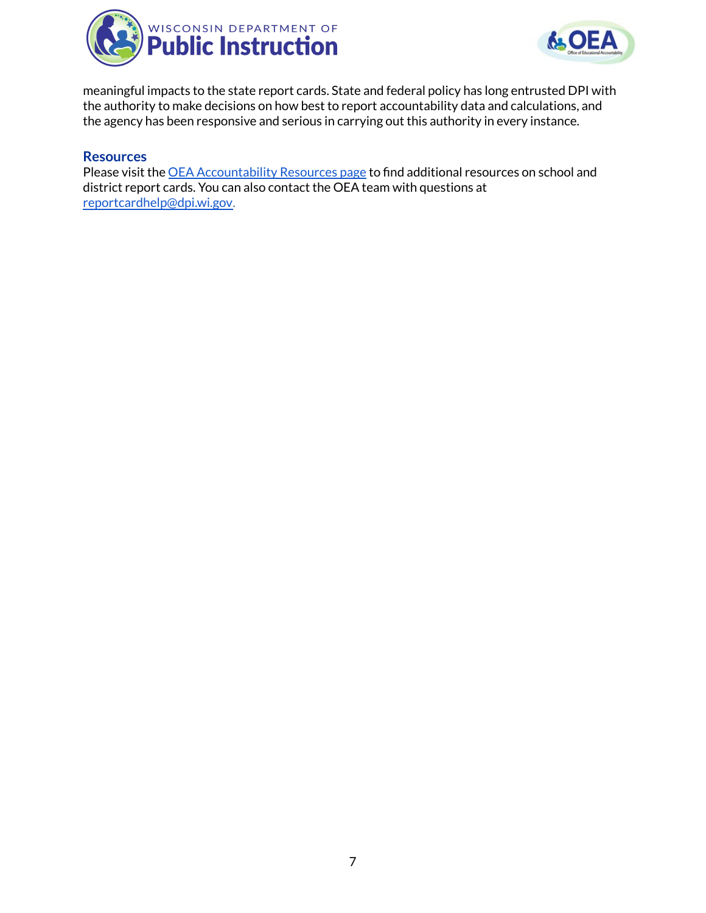meaningful impacts to the state report cards. State and federal policy has long entrusted DPI with the authority to make decisions on how best to report accountability data and calculations, and the agency has been responsive and serious in carrying out this authority in every instance.

### Resources

Please visit the [OEA Accountability Resources page]() to find additional resources on school and district report cards. You can also contact the OEA team with questions at [reportcardhelp@dpi.wi.gov](mailto:reportcardhelp@dpi.wi.gov).